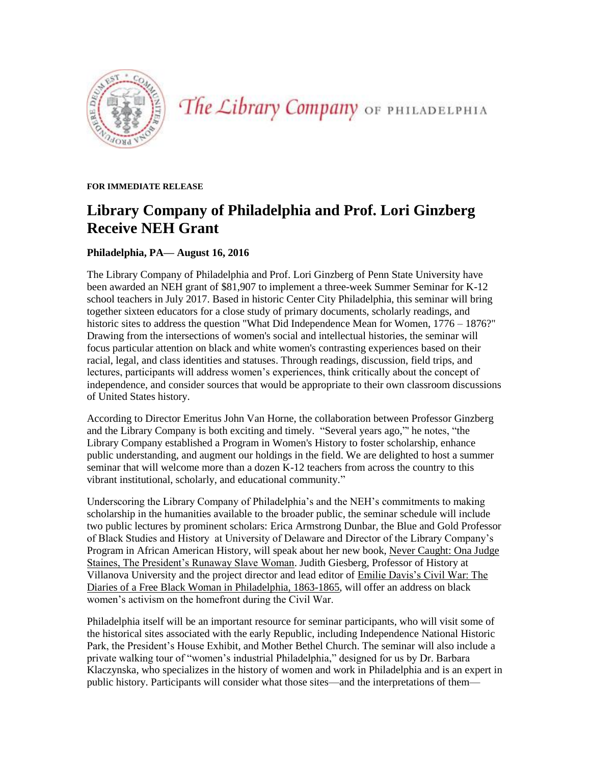The Library Company OF PHILADELPHIA

**FOR IMMEDIATE RELEASE**

# Library Company of Philadelphia and Prof. Lori Ginzberg Receive NEH Grant

**Philadelphia, PA— August 16, 2016**

The Library Company of Philadelphia and Prof. Lori Ginzberg of Penn State University have been awarded an NEH grant of $81,907 to implement a three-week Summer Seminar for K-12 school teachers in July 2017. Based in historic Center City Philadelphia, this seminar will bring together sixteen educators for a close study of primary documents, scholarly readings, and historic sites to address the question "What Did Independence Mean for Women, 1776 – 1876?" Drawing from the intersections of women's social and intellectual histories, the seminar will focus particular attention on black and white women's contrasting experiences based on their racial, legal, and class identities and statuses. Through readings, discussion, field trips, and lectures, participants will address women's experiences, think critically about the concept of independence, and consider sources that would be appropriate to their own classroom discussions of United States history.

According to Director Emeritus John Van Horne, the collaboration between Professor Ginzberg and the Library Company is both exciting and timely. "Several years ago,'" he notes, "the Library Company established a Program in Women's History to foster scholarship, enhance public understanding, and augment our holdings in the field. We are delighted to host a summer seminar that will welcome more than a dozen K-12 teachers from across the country to this vibrant institutional, scholarly, and educational community."

Underscoring the Library Company of Philadelphia's and the NEH's commitments to making scholarship in the humanities available to the broader public, the seminar schedule will include two public lectures by prominent scholars: Erica Armstrong Dunbar, the Blue and Gold Professor of Black Studies and History at University of Delaware and Director of the Library Company's Program in African American History, will speak about her new book, Never Caught: Ona Judge Staines, The President's Runaway Slave Woman. Judith Giesberg, Professor of History at Villanova University and the project director and lead editor of Emilie Davis's Civil War: The Diaries of a Free Black Woman in Philadelphia, 1863-1865, will offer an address on black women's activism on the homefront during the Civil War.

Philadelphia itself will be an important resource for seminar participants, who will visit some of the historical sites associated with the early Republic, including Independence National Historic Park, the President's House Exhibit, and Mother Bethel Church. The seminar will also include a private walking tour of "women's industrial Philadelphia," designed for us by Dr. Barbara Klaczynska, who specializes in the history of women and work in Philadelphia and is an expert in public history. Participants will consider what those sites—and the interpretations of them—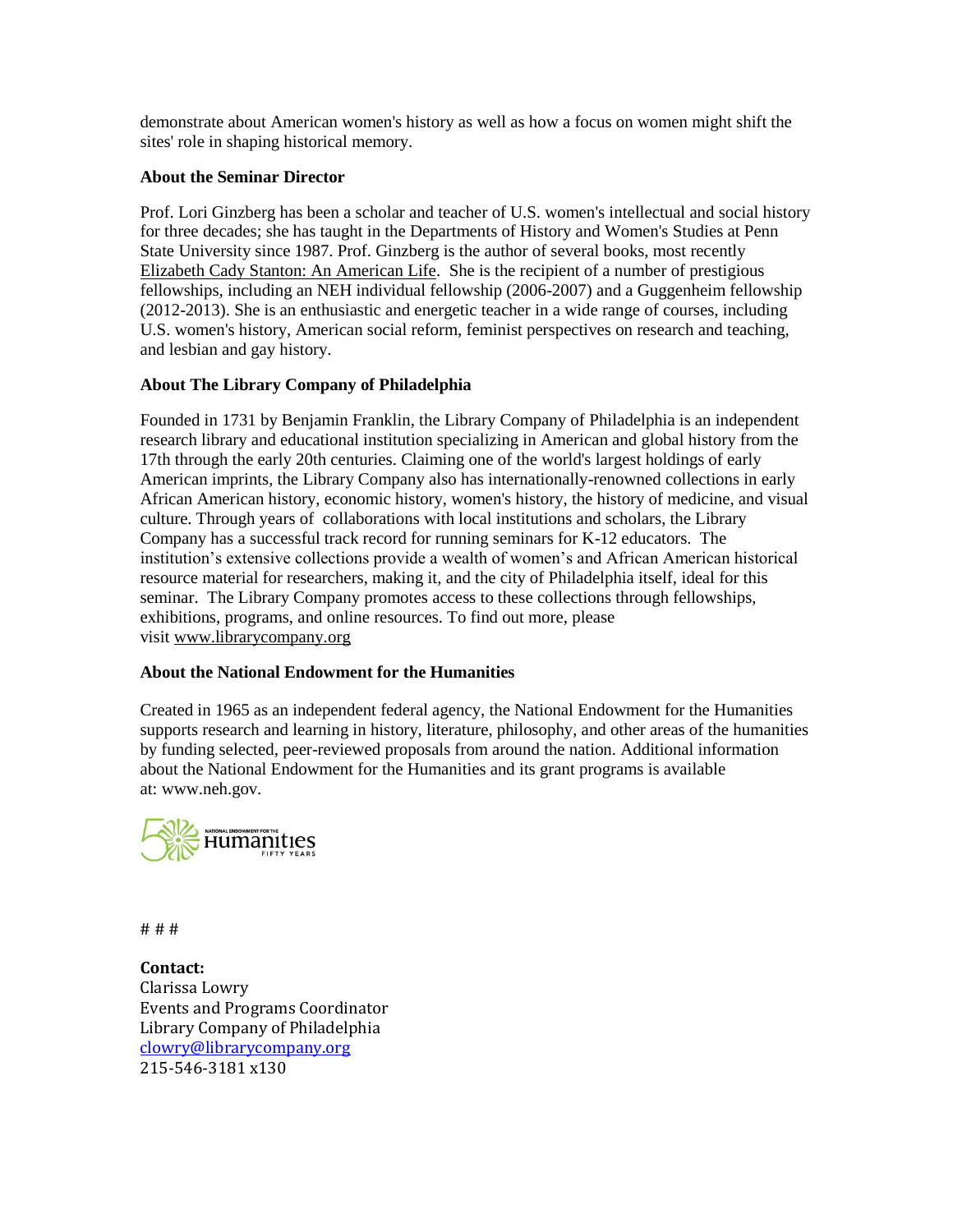demonstrate about American women's history as well as how a focus on women might shift the sites' role in shaping historical memory.

**About the Seminar Director**

Prof. Lori Ginzberg has been a scholar and teacher of U.S. women's intellectual and social history for three decades; she has taught in the Departments of History and Women's Studies at Penn State University since 1987. Prof. Ginzberg is the author of several books, most recently Elizabeth Cady Stanton: An American Life. She is the recipient of a number of prestigious fellowships, including an NEH individual fellowship (2006-2007) and a Guggenheim fellowship (2012-2013). She is an enthusiastic and energetic teacher in a wide range of courses, including U.S. women's history, American social reform, feminist perspectives on research and teaching, and lesbian and gay history.

**About The Library Company of Philadelphia**

Founded in 1731 by Benjamin Franklin, the Library Company of Philadelphia is an independent research library and educational institution specializing in American and global history from the 17th through the early 20th centuries. Claiming one of the world's largest holdings of early American imprints, the Library Company also has internationally-renowned collections in early African American history, economic history, women's history, the history of medicine, and visual culture. Through years of collaborations with local institutions and scholars, the Library Company has a successful track record for running seminars for K-12 educators. The institution's extensive collections provide a wealth of women's and African American historical resource material for researchers, making it, and the city of Philadelphia itself, ideal for this seminar. The Library Company promotes access to these collections through fellowships, exhibitions, programs, and online resources. To find out more, please visit www.librarycompany.org

**About the National Endowment for the Humanities**

Created in 1965 as an independent federal agency, the National Endowment for the Humanities supports research and learning in history, literature, philosophy, and other areas of the humanities by funding selected, peer-reviewed proposals from around the nation. Additional information about the National Endowment for the Humanities and its grant programs is available at: www.neh.gov.

NATIONAL ENDOWMENT FOR THE Humanities FIFTY YEARS

# # #

**Contact:**
Clarissa Lowry
Events and Programs Coordinator
Library Company of Philadelphia
clowry@librarycompany.org
215-546-3181 x130